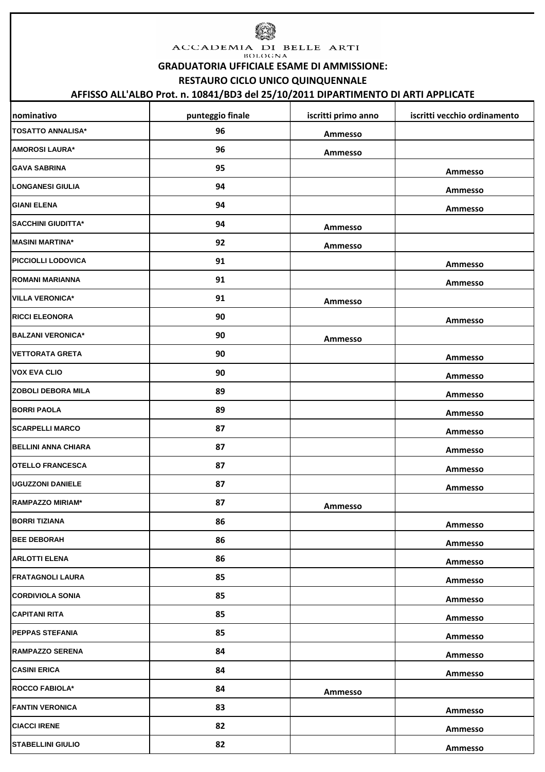ACCADEMIA DI BELLE ARTI
BOLOGNA

# GRADUATORIA UFFICIALE ESAME DI AMMISSIONE:

## RESTAURO CICLO UNICO QUINQUENNALE

### AFFISSO ALL'ALBO Prot. n. 10841/BD3 del 25/10/2011 DIPARTIMENTO DI ARTI APPLICATE

| nominativo | punteggio finale | iscritti primo anno | iscritti vecchio ordinamento |
|---|---|---|---|
| TOSATTO ANNALISA* | 96 | Ammesso | |
| AMOROSI LAURA* | 96 | Ammesso | |
| GAVA SABRINA | 95 | | Ammesso |
| LONGANESI GIULIA | 94 | | Ammesso |
| GIANI ELENA | 94 | | Ammesso |
| SACCHINI GIUDITTA* | 94 | Ammesso | |
| MASINI MARTINA* | 92 | Ammesso | |
| PICCIOLLI LODOVICA | 91 | | Ammesso |
| ROMANI MARIANNA | 91 | | Ammesso |
| VILLA VERONICA* | 91 | Ammesso | |
| RICCI ELEONORA | 90 | | Ammesso |
| BALZANI VERONICA* | 90 | Ammesso | |
| VETTORATA GRETA | 90 | | Ammesso |
| VOX EVA CLIO | 90 | | Ammesso |
| ZOBOLI DEBORA MILA | 89 | | Ammesso |
| BORRI PAOLA | 89 | | Ammesso |
| SCARPELLI MARCO | 87 | | Ammesso |
| BELLINI ANNA CHIARA | 87 | | Ammesso |
| OTELLO FRANCESCA | 87 | | Ammesso |
| UGUZZONI DANIELE | 87 | | Ammesso |
| RAMPAZZO MIRIAM* | 87 | Ammesso | |
| BORRI TIZIANA | 86 | | Ammesso |
| BEE DEBORAH | 86 | | Ammesso |
| ARLOTTI ELENA | 86 | | Ammesso |
| FRATAGNOLI LAURA | 85 | | Ammesso |
| CORDIVIOLA SONIA | 85 | | Ammesso |
| CAPITANI RITA | 85 | | Ammesso |
| PEPPAS STEFANIA | 85 | | Ammesso |
| RAMPAZZO SERENA | 84 | | Ammesso |
| CASINI ERICA | 84 | | Ammesso |
| ROCCO FABIOLA* | 84 | Ammesso | |
| FANTIN VERONICA | 83 | | Ammesso |
| CIACCI IRENE | 82 | | Ammesso |
| STABELLINI GIULIO | 82 | | Ammesso |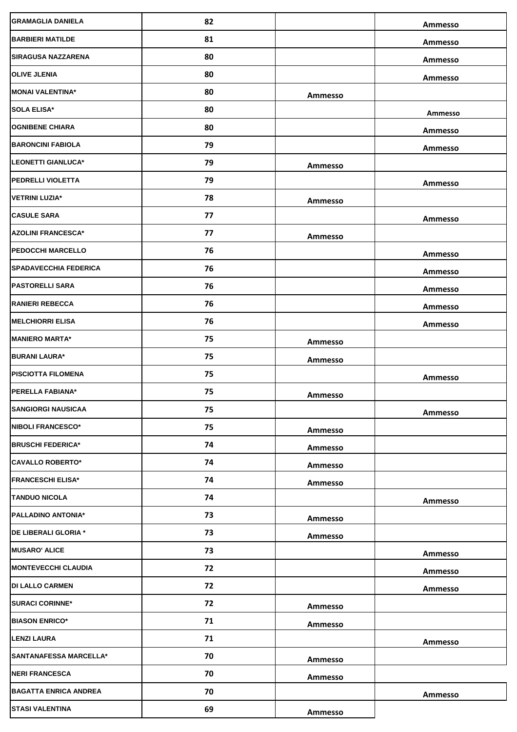| | | | |
|---|---|---|---|
| GRAMAGLIA DANIELA | 82 | | Ammesso |
| BARBIERI MATILDE | 81 | | Ammesso |
| SIRAGUSA NAZZARENA | 80 | | Ammesso |
| OLIVE JLENIA | 80 | | Ammesso |
| MONAI VALENTINA* | 80 | Ammesso | |
| SOLA ELISA* | 80 | | Ammesso |
| OGNIBENE CHIARA | 80 | | Ammesso |
| BARONCINI FABIOLA | 79 | | Ammesso |
| LEONETTI GIANLUCA* | 79 | Ammesso | |
| PEDRELLI VIOLETTA | 79 | | Ammesso |
| VETRINI LUZIA* | 78 | Ammesso | |
| CASULE SARA | 77 | | Ammesso |
| AZOLINI FRANCESCA* | 77 | Ammesso | |
| PEDOCCHI MARCELLO | 76 | | Ammesso |
| SPADAVECCHIA FEDERICA | 76 | | Ammesso |
| PASTORELLI SARA | 76 | | Ammesso |
| RANIERI REBECCA | 76 | | Ammesso |
| MELCHIORRI ELISA | 76 | | Ammesso |
| MANIERO MARTA* | 75 | Ammesso | |
| BURANI LAURA* | 75 | Ammesso | |
| PISCIOTTA FILOMENA | 75 | | Ammesso |
| PERELLA FABIANA* | 75 | Ammesso | |
| SANGIORGI NAUSICAA | 75 | | Ammesso |
| NIBOLI FRANCESCO* | 75 | Ammesso | |
| BRUSCHI FEDERICA* | 74 | Ammesso | |
| CAVALLO ROBERTO* | 74 | Ammesso | |
| FRANCESCHI ELISA* | 74 | Ammesso | |
| TANDUO NICOLA | 74 | | Ammesso |
| PALLADINO ANTONIA* | 73 | Ammesso | |
| DE LIBERALI GLORIA * | 73 | Ammesso | |
| MUSARO' ALICE | 73 | | Ammesso |
| MONTEVECCHI CLAUDIA | 72 | | Ammesso |
| DI LALLO CARMEN | 72 | | Ammesso |
| SURACI CORINNE* | 72 | Ammesso | |
| BIASON ENRICO* | 71 | Ammesso | |
| LENZI LAURA | 71 | | Ammesso |
| SANTANAFESSA MARCELLA* | 70 | Ammesso | |
| NERI FRANCESCA | 70 | Ammesso | |
| BAGATTA ENRICA ANDREA | 70 | | Ammesso |
| STASI VALENTINA | 69 | Ammesso | |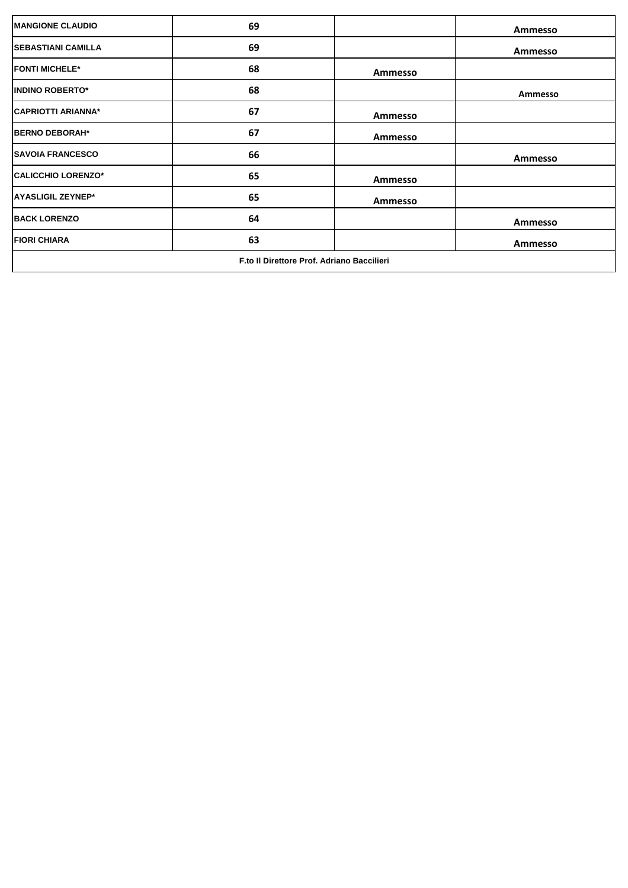| | | | |
|---|---|---|---|
| MANGIONE CLAUDIO | 69 | | Ammesso |
| SEBASTIANI CAMILLA | 69 | | Ammesso |
| FONTI MICHELE* | 68 | Ammesso | |
| INDINO ROBERTO* | 68 | | Ammesso |
| CAPRIOTTI ARIANNA* | 67 | Ammesso | |
| BERNO DEBORAH* | 67 | Ammesso | |
| SAVOIA FRANCESCO | 66 | | Ammesso |
| CALICCHIO LORENZO* | 65 | Ammesso | |
| AYASLIGIL ZEYNEP* | 65 | Ammesso | |
| BACK LORENZO | 64 | | Ammesso |
| FIORI CHIARA | 63 | | Ammesso |

F.to Il Direttore Prof. Adriano Baccilieri